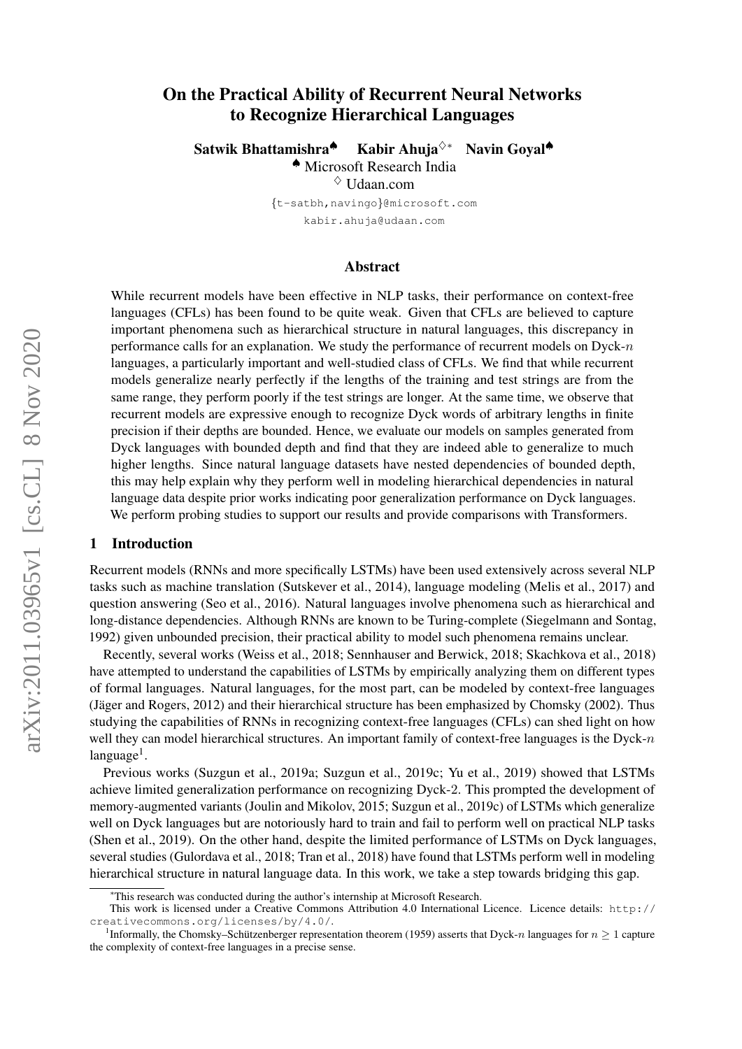# On the Practical Ability of Recurrent Neural Networks to Recognize Hierarchical Languages

**Satwik Bhattamishra**[♠] **Kabir Ahuja**[♢*] **Navin Goyal**[♠]

[♠] Microsoft Research India

[♢] Udaan.com

{t-satbh,navingo}@microsoft.com

kabir.ahuja@udaan.com

## Abstract

While recurrent models have been effective in NLP tasks, their performance on context-free languages (CFLs) has been found to be quite weak. Given that CFLs are believed to capture important phenomena such as hierarchical structure in natural languages, this discrepancy in performance calls for an explanation. We study the performance of recurrent models on Dyck-$n$ languages, a particularly important and well-studied class of CFLs. We find that while recurrent models generalize nearly perfectly if the lengths of the training and test strings are from the same range, they perform poorly if the test strings are longer. At the same time, we observe that recurrent models are expressive enough to recognize Dyck words of arbitrary lengths in finite precision if their depths are bounded. Hence, we evaluate our models on samples generated from Dyck languages with bounded depth and find that they are indeed able to generalize to much higher lengths. Since natural language datasets have nested dependencies of bounded depth, this may help explain why they perform well in modeling hierarchical dependencies in natural language data despite prior works indicating poor generalization performance on Dyck languages. We perform probing studies to support our results and provide comparisons with Transformers.

## 1 Introduction

Recurrent models (RNNs and more specifically LSTMs) have been used extensively across several NLP tasks such as machine translation (Sutskever et al., 2014), language modeling (Melis et al., 2017) and question answering (Seo et al., 2016). Natural languages involve phenomena such as hierarchical and long-distance dependencies. Although RNNs are known to be Turing-complete (Siegelmann and Sontag, 1992) given unbounded precision, their practical ability to model such phenomena remains unclear.

Recently, several works (Weiss et al., 2018; Sennhauser and Berwick, 2018; Skachkova et al., 2018) have attempted to understand the capabilities of LSTMs by empirically analyzing them on different types of formal languages. Natural languages, for the most part, can be modeled by context-free languages (Jäger and Rogers, 2012) and their hierarchical structure has been emphasized by Chomsky (2002). Thus studying the capabilities of RNNs in recognizing context-free languages (CFLs) can shed light on how well they can model hierarchical structures. An important family of context-free languages is the Dyck-$n$ language[1].

Previous works (Suzgun et al., 2019a; Suzgun et al., 2019c; Yu et al., 2019) showed that LSTMs achieve limited generalization performance on recognizing Dyck-2. This prompted the development of memory-augmented variants (Joulin and Mikolov, 2015; Suzgun et al., 2019c) of LSTMs which generalize well on Dyck languages but are notoriously hard to train and fail to perform well on practical NLP tasks (Shen et al., 2019). On the other hand, despite the limited performance of LSTMs on Dyck languages, several studies (Gulordava et al., 2018; Tran et al., 2018) have found that LSTMs perform well in modeling hierarchical structure in natural language data. In this work, we take a step towards bridging this gap.

---

*This research was conducted during the author's internship at Microsoft Research.

This work is licensed under a Creative Commons Attribution 4.0 International Licence. Licence details: http://creativecommons.org/licenses/by/4.0/.

[1] Informally, the Chomsky–Schützenberger representation theorem (1959) asserts that Dyck-$n$ languages for $n \geq 1$ capture the complexity of context-free languages in a precise sense.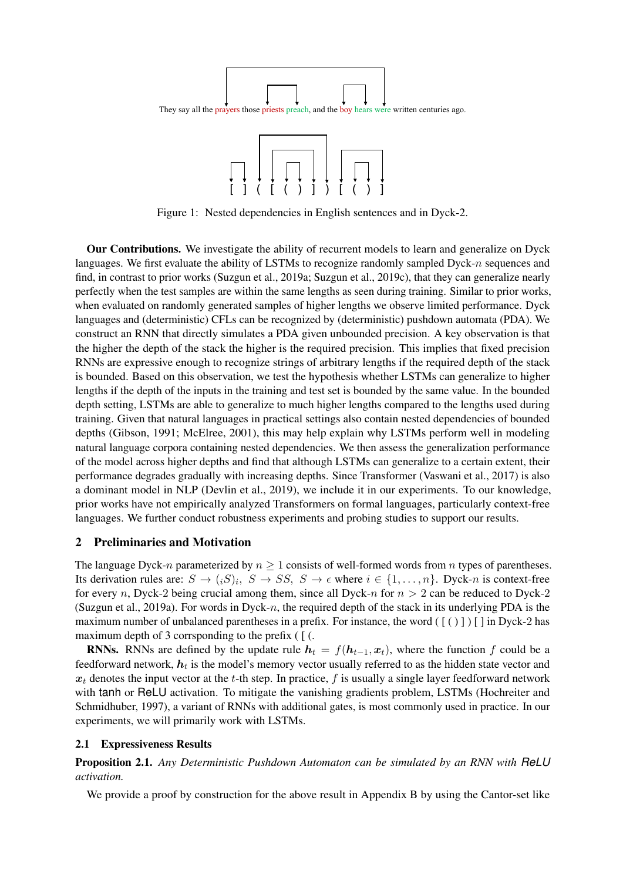They say all the prayers those priests preach, and the boy hears were written centuries ago.

[ ] ( [ ( ) ] ) [ ( ) ]

Figure 1: Nested dependencies in English sentences and in Dyck-2.

**Our Contributions.** We investigate the ability of recurrent models to learn and generalize on Dyck languages. We first evaluate the ability of LSTMs to recognize randomly sampled Dyck-$n$ sequences and find, in contrast to prior works (Suzgun et al., 2019a; Suzgun et al., 2019c), that they can generalize nearly perfectly when the test samples are within the same lengths as seen during training. Similar to prior works, when evaluated on randomly generated samples of higher lengths we observe limited performance. Dyck languages and (deterministic) CFLs can be recognized by (deterministic) pushdown automata (PDA). We construct an RNN that directly simulates a PDA given unbounded precision. A key observation is that the higher the depth of the stack the higher is the required precision. This implies that fixed precision RNNs are expressive enough to recognize strings of arbitrary lengths if the required depth of the stack is bounded. Based on this observation, we test the hypothesis whether LSTMs can generalize to higher lengths if the depth of the inputs in the training and test set is bounded by the same value. In the bounded depth setting, LSTMs are able to generalize to much higher lengths compared to the lengths used during training. Given that natural languages in practical settings also contain nested dependencies of bounded depths (Gibson, 1991; McElree, 2001), this may help explain why LSTMs perform well in modeling natural language corpora containing nested dependencies. We then assess the generalization performance of the model across higher depths and find that although LSTMs can generalize to a certain extent, their performance degrades gradually with increasing depths. Since Transformer (Vaswani et al., 2017) is also a dominant model in NLP (Devlin et al., 2019), we include it in our experiments. To our knowledge, prior works have not empirically analyzed Transformers on formal languages, particularly context-free languages. We further conduct robustness experiments and probing studies to support our results.

## 2 Preliminaries and Motivation

The language Dyck-$n$ parameterized by $n \geq 1$ consists of well-formed words from $n$ types of parentheses. Its derivation rules are: $S \rightarrow (_i S)_i,\ S \rightarrow SS,\ S \rightarrow \epsilon$ where $i \in \{1, \dots, n\}$. Dyck-$n$ is context-free for every $n$, Dyck-2 being crucial among them, since all Dyck-$n$ for $n > 2$ can be reduced to Dyck-2 (Suzgun et al., 2019a). For words in Dyck-$n$, the required depth of the stack in its underlying PDA is the maximum number of unbalanced parentheses in a prefix. For instance, the word ( [ ( ) ] ) [ ] in Dyck-2 has maximum depth of 3 corrsponding to the prefix ( [ (.

**RNNs.** RNNs are defined by the update rule $\boldsymbol{h}_t = f(\boldsymbol{h}_{t-1}, \boldsymbol{x}_t)$, where the function $f$ could be a feedforward network, $\boldsymbol{h}_t$ is the model's memory vector usually referred to as the hidden state vector and $\boldsymbol{x}_t$ denotes the input vector at the $t$-th step. In practice, $f$ is usually a single layer feedforward network with tanh or ReLU activation. To mitigate the vanishing gradients problem, LSTMs (Hochreiter and Schmidhuber, 1997), a variant of RNNs with additional gates, is most commonly used in practice. In our experiments, we will primarily work with LSTMs.

### 2.1 Expressiveness Results

**Proposition 2.1.** *Any Deterministic Pushdown Automaton can be simulated by an RNN with* ReLU *activation.*

We provide a proof by construction for the above result in Appendix B by using the Cantor-set like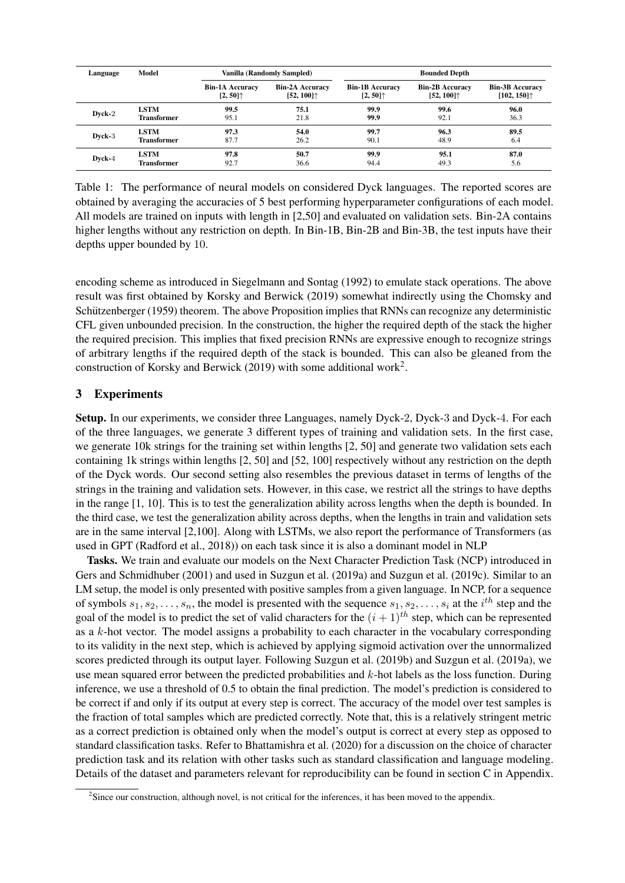| Language | Model | Vanilla (Randomly Sampled) | | Bounded Depth | | |
|---|---|---|---|---|---|---|
| | | **Bin-1A Accuracy [2, 50]↑** | **Bin-2A Accuracy [52, 100]↑** | **Bin-1B Accuracy [2, 50]↑** | **Bin-2B Accuracy [52, 100]↑** | **Bin-3B Accuracy [102, 150]↑** |
| **Dyck-2** | **LSTM** | **99.5** | **75.1** | **99.9** | **99.6** | **96.0** |
| | **Transformer** | 95.1 | 21.8 | **99.9** | 92.1 | 36.3 |
| **Dyck-3** | **LSTM** | **97.3** | **54.0** | **99.7** | **96.3** | **89.5** |
| | **Transformer** | 87.7 | 26.2 | 90.1 | 48.9 | 6.4 |
| **Dyck-4** | **LSTM** | **97.8** | **50.7** | **99.9** | **95.1** | **87.0** |
| | **Transformer** | 92.7 | 36.6 | 94.4 | 49.3 | 5.6 |

Table 1: The performance of neural models on considered Dyck languages. The reported scores are obtained by averaging the accuracies of 5 best performing hyperparameter configurations of each model. All models are trained on inputs with length in [2,50] and evaluated on validation sets. Bin-2A contains higher lengths without any restriction on depth. In Bin-1B, Bin-2B and Bin-3B, the test inputs have their depths upper bounded by 10.

encoding scheme as introduced in Siegelmann and Sontag (1992) to emulate stack operations. The above result was first obtained by Korsky and Berwick (2019) somewhat indirectly using the Chomsky and Schützenberger (1959) theorem. The above Proposition implies that RNNs can recognize any deterministic CFL given unbounded precision. In the construction, the higher the required depth of the stack the higher the required precision. This implies that fixed precision RNNs are expressive enough to recognize strings of arbitrary lengths if the required depth of the stack is bounded. This can also be gleaned from the construction of Korsky and Berwick (2019) with some additional work[2].

## 3 Experiments

**Setup.** In our experiments, we consider three Languages, namely Dyck-2, Dyck-3 and Dyck-4. For each of the three languages, we generate 3 different types of training and validation sets. In the first case, we generate 10k strings for the training set within lengths [2, 50] and generate two validation sets each containing 1k strings within lengths [2, 50] and [52, 100] respectively without any restriction on the depth of the Dyck words. Our second setting also resembles the previous dataset in terms of lengths of the strings in the training and validation sets. However, in this case, we restrict all the strings to have depths in the range [1, 10]. This is to test the generalization ability across lengths when the depth is bounded. In the third case, we test the generalization ability across depths, when the lengths in train and validation sets are in the same interval [2,100]. Along with LSTMs, we also report the performance of Transformers (as used in GPT (Radford et al., 2018)) on each task since it is also a dominant model in NLP

**Tasks.** We train and evaluate our models on the Next Character Prediction Task (NCP) introduced in Gers and Schmidhuber (2001) and used in Suzgun et al. (2019a) and Suzgun et al. (2019c). Similar to an LM setup, the model is only presented with positive samples from a given language. In NCP, for a sequence of symbols $s_1, s_2, \ldots, s_n$, the model is presented with the sequence $s_1, s_2, \ldots, s_i$ at the $i^{th}$ step and the goal of the model is to predict the set of valid characters for the $(i+1)^{th}$ step, which can be represented as a $k$-hot vector. The model assigns a probability to each character in the vocabulary corresponding to its validity in the next step, which is achieved by applying sigmoid activation over the unnormalized scores predicted through its output layer. Following Suzgun et al. (2019b) and Suzgun et al. (2019a), we use mean squared error between the predicted probabilities and $k$-hot labels as the loss function. During inference, we use a threshold of 0.5 to obtain the final prediction. The model's prediction is considered to be correct if and only if its output at every step is correct. The accuracy of the model over test samples is the fraction of total samples which are predicted correctly. Note that, this is a relatively stringent metric as a correct prediction is obtained only when the model's output is correct at every step as opposed to standard classification tasks. Refer to Bhattamishra et al. (2020) for a discussion on the choice of character prediction task and its relation with other tasks such as standard classification and language modeling. Details of the dataset and parameters relevant for reproducibility can be found in section C in Appendix.

[2] Since our construction, although novel, is not critical for the inferences, it has been moved to the appendix.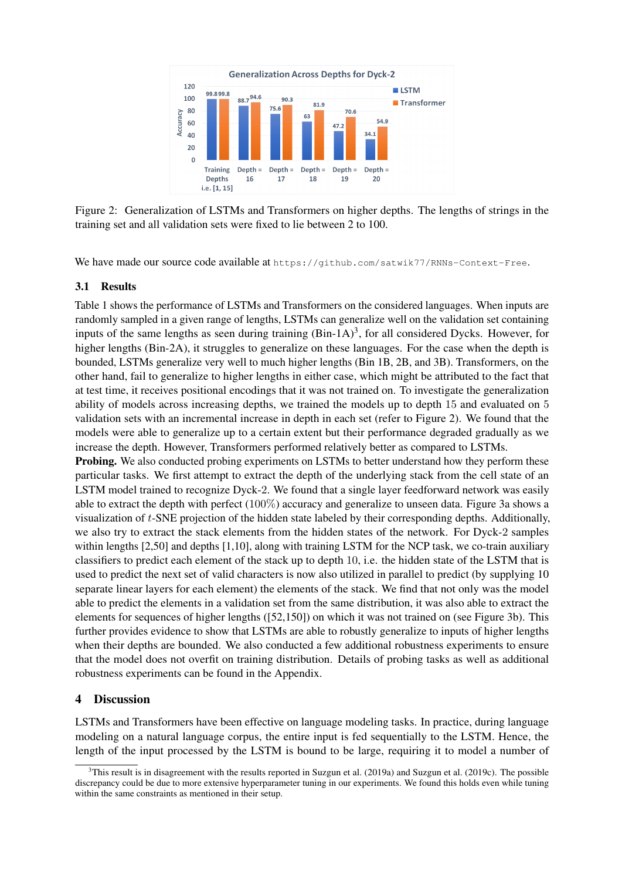Figure 2: Generalization of LSTMs and Transformers on higher depths. The lengths of strings in the training set and all validation sets were fixed to lie between 2 to 100.

We have made our source code available at https://github.com/satwik77/RNNs-Context-Free.

### 3.1 Results

Table 1 shows the performance of LSTMs and Transformers on the considered languages. When inputs are randomly sampled in a given range of lengths, LSTMs can generalize well on the validation set containing inputs of the same lengths as seen during training (Bin-1A)[3], for all considered Dycks. However, for higher lengths (Bin-2A), it struggles to generalize on these languages. For the case when the depth is bounded, LSTMs generalize very well to much higher lengths (Bin 1B, 2B, and 3B). Transformers, on the other hand, fail to generalize to higher lengths in either case, which might be attributed to the fact that at test time, it receives positional encodings that it was not trained on. To investigate the generalization ability of models across increasing depths, we trained the models up to depth 15 and evaluated on 5 validation sets with an incremental increase in depth in each set (refer to Figure 2). We found that the models were able to generalize up to a certain extent but their performance degraded gradually as we increase the depth. However, Transformers performed relatively better as compared to LSTMs.

**Probing.** We also conducted probing experiments on LSTMs to better understand how they perform these particular tasks. We first attempt to extract the depth of the underlying stack from the cell state of an LSTM model trained to recognize Dyck-2. We found that a single layer feedforward network was easily able to extract the depth with perfect (100%) accuracy and generalize to unseen data. Figure 3a shows a visualization of $t$-SNE projection of the hidden state labeled by their corresponding depths. Additionally, we also try to extract the stack elements from the hidden states of the network. For Dyck-2 samples within lengths [2,50] and depths [1,10], along with training LSTM for the NCP task, we co-train auxiliary classifiers to predict each element of the stack up to depth 10, i.e. the hidden state of the LSTM that is used to predict the next set of valid characters is now also utilized in parallel to predict (by supplying 10 separate linear layers for each element) the elements of the stack. We find that not only was the model able to predict the elements in a validation set from the same distribution, it was also able to extract the elements for sequences of higher lengths ([52,150]) on which it was not trained on (see Figure 3b). This further provides evidence to show that LSTMs are able to robustly generalize to inputs of higher lengths when their depths are bounded. We also conducted a few additional robustness experiments to ensure that the model does not overfit on training distribution. Details of probing tasks as well as additional robustness experiments can be found in the Appendix.

## 4 Discussion

LSTMs and Transformers have been effective on language modeling tasks. In practice, during language modeling on a natural language corpus, the entire input is fed sequentially to the LSTM. Hence, the length of the input processed by the LSTM is bound to be large, requiring it to model a number of

[3] This result is in disagreement with the results reported in Suzgun et al. (2019a) and Suzgun et al. (2019c). The possible discrepancy could be due to more extensive hyperparameter tuning in our experiments. We found this holds even while tuning within the same constraints as mentioned in their setup.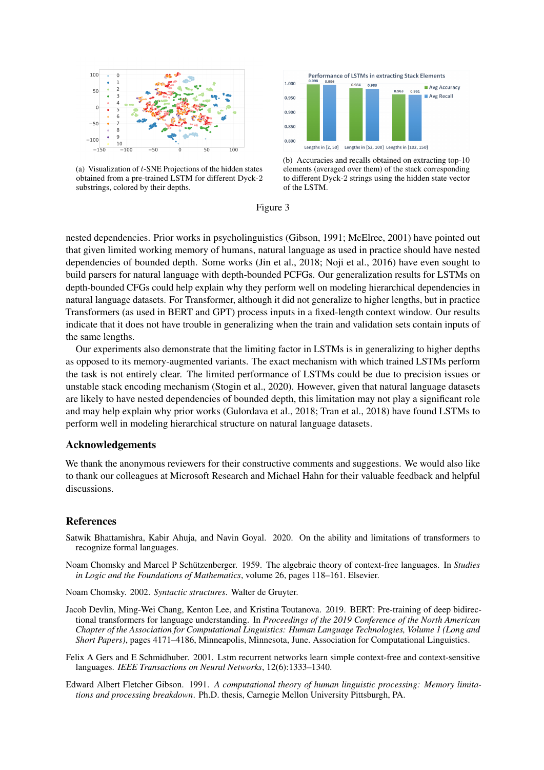(a) Visualization of $t$-SNE Projections of the hidden states obtained from a pre-trained LSTM for different Dyck-2 substrings, colored by their depths.

(b) Accuracies and recalls obtained on extracting top-10 elements (averaged over them) of the stack corresponding to different Dyck-2 strings using the hidden state vector of the LSTM.

Figure 3

nested dependencies. Prior works in psycholinguistics (Gibson, 1991; McElree, 2001) have pointed out that given limited working memory of humans, natural language as used in practice should have nested dependencies of bounded depth. Some works (Jin et al., 2018; Noji et al., 2016) have even sought to build parsers for natural language with depth-bounded PCFGs. Our generalization results for LSTMs on depth-bounded CFGs could help explain why they perform well on modeling hierarchical dependencies in natural language datasets. For Transformer, although it did not generalize to higher lengths, but in practice Transformers (as used in BERT and GPT) process inputs in a fixed-length context window. Our results indicate that it does not have trouble in generalizing when the train and validation sets contain inputs of the same lengths.

Our experiments also demonstrate that the limiting factor in LSTMs is in generalizing to higher depths as opposed to its memory-augmented variants. The exact mechanism with which trained LSTMs perform the task is not entirely clear. The limited performance of LSTMs could be due to precision issues or unstable stack encoding mechanism (Stogin et al., 2020). However, given that natural language datasets are likely to have nested dependencies of bounded depth, this limitation may not play a significant role and may help explain why prior works (Gulordava et al., 2018; Tran et al., 2018) have found LSTMs to perform well in modeling hierarchical structure on natural language datasets.

## Acknowledgements

We thank the anonymous reviewers for their constructive comments and suggestions. We would also like to thank our colleagues at Microsoft Research and Michael Hahn for their valuable feedback and helpful discussions.

## References

Satwik Bhattamishra, Kabir Ahuja, and Navin Goyal. 2020. On the ability and limitations of transformers to recognize formal languages.

Noam Chomsky and Marcel P Schützenberger. 1959. The algebraic theory of context-free languages. In *Studies in Logic and the Foundations of Mathematics*, volume 26, pages 118–161. Elsevier.

Noam Chomsky. 2002. *Syntactic structures*. Walter de Gruyter.

Jacob Devlin, Ming-Wei Chang, Kenton Lee, and Kristina Toutanova. 2019. BERT: Pre-training of deep bidirectional transformers for language understanding. In *Proceedings of the 2019 Conference of the North American Chapter of the Association for Computational Linguistics: Human Language Technologies, Volume 1 (Long and Short Papers)*, pages 4171–4186, Minneapolis, Minnesota, June. Association for Computational Linguistics.

Felix A Gers and E Schmidhuber. 2001. Lstm recurrent networks learn simple context-free and context-sensitive languages. *IEEE Transactions on Neural Networks*, 12(6):1333–1340.

Edward Albert Fletcher Gibson. 1991. *A computational theory of human linguistic processing: Memory limitations and processing breakdown*. Ph.D. thesis, Carnegie Mellon University Pittsburgh, PA.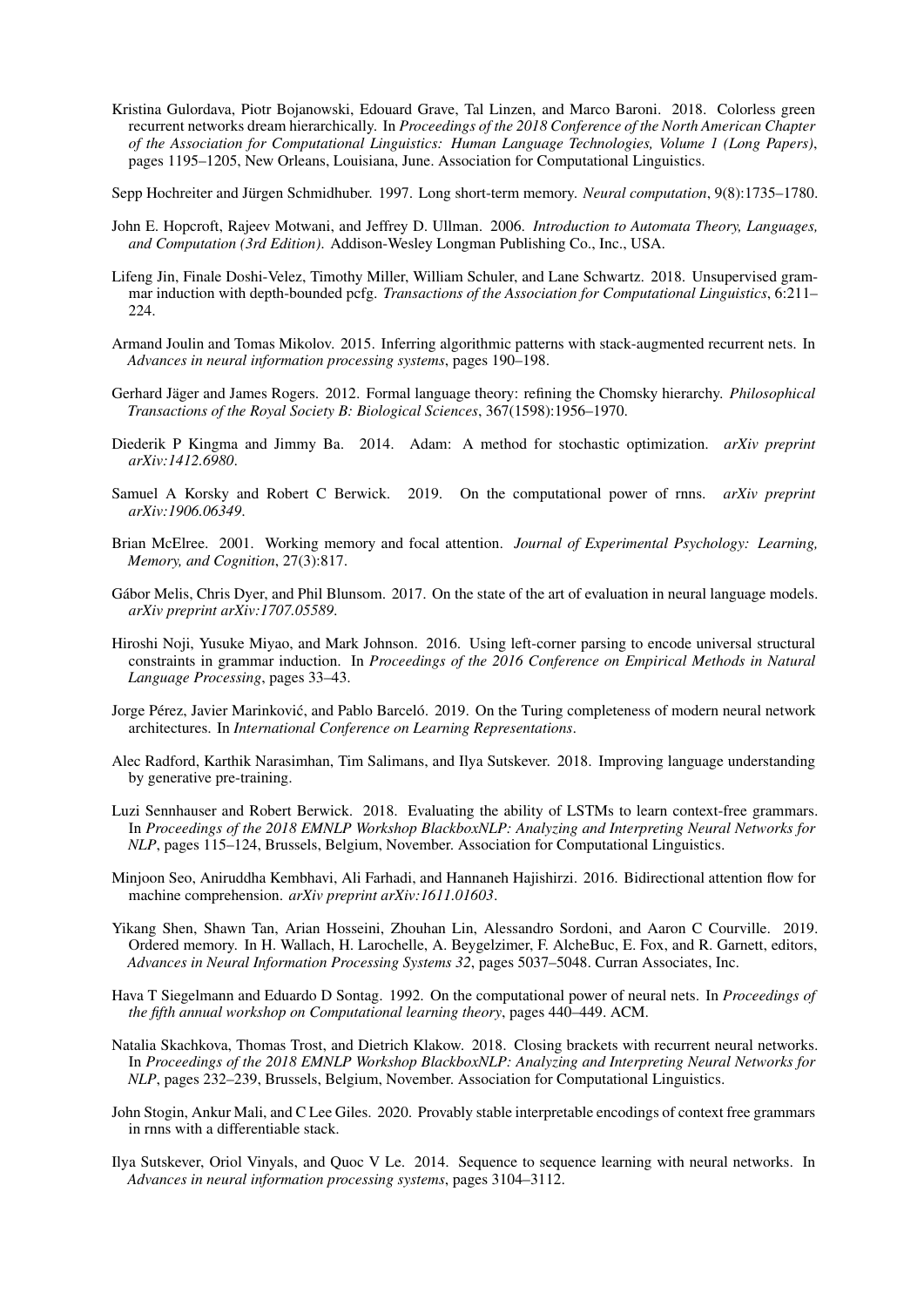Kristina Gulordava, Piotr Bojanowski, Edouard Grave, Tal Linzen, and Marco Baroni. 2018. Colorless green recurrent networks dream hierarchically. In *Proceedings of the 2018 Conference of the North American Chapter of the Association for Computational Linguistics: Human Language Technologies, Volume 1 (Long Papers)*, pages 1195–1205, New Orleans, Louisiana, June. Association for Computational Linguistics.

Sepp Hochreiter and Jürgen Schmidhuber. 1997. Long short-term memory. *Neural computation*, 9(8):1735–1780.

John E. Hopcroft, Rajeev Motwani, and Jeffrey D. Ullman. 2006. *Introduction to Automata Theory, Languages, and Computation (3rd Edition)*. Addison-Wesley Longman Publishing Co., Inc., USA.

Lifeng Jin, Finale Doshi-Velez, Timothy Miller, William Schuler, and Lane Schwartz. 2018. Unsupervised grammar induction with depth-bounded pcfg. *Transactions of the Association for Computational Linguistics*, 6:211–224.

Armand Joulin and Tomas Mikolov. 2015. Inferring algorithmic patterns with stack-augmented recurrent nets. In *Advances in neural information processing systems*, pages 190–198.

Gerhard Jäger and James Rogers. 2012. Formal language theory: refining the Chomsky hierarchy. *Philosophical Transactions of the Royal Society B: Biological Sciences*, 367(1598):1956–1970.

Diederik P Kingma and Jimmy Ba. 2014. Adam: A method for stochastic optimization. *arXiv preprint arXiv:1412.6980*.

Samuel A Korsky and Robert C Berwick. 2019. On the computational power of rnns. *arXiv preprint arXiv:1906.06349*.

Brian McElree. 2001. Working memory and focal attention. *Journal of Experimental Psychology: Learning, Memory, and Cognition*, 27(3):817.

Gábor Melis, Chris Dyer, and Phil Blunsom. 2017. On the state of the art of evaluation in neural language models. *arXiv preprint arXiv:1707.05589*.

Hiroshi Noji, Yusuke Miyao, and Mark Johnson. 2016. Using left-corner parsing to encode universal structural constraints in grammar induction. In *Proceedings of the 2016 Conference on Empirical Methods in Natural Language Processing*, pages 33–43.

Jorge Pérez, Javier Marinković, and Pablo Barceló. 2019. On the Turing completeness of modern neural network architectures. In *International Conference on Learning Representations*.

Alec Radford, Karthik Narasimhan, Tim Salimans, and Ilya Sutskever. 2018. Improving language understanding by generative pre-training.

Luzi Sennhauser and Robert Berwick. 2018. Evaluating the ability of LSTMs to learn context-free grammars. In *Proceedings of the 2018 EMNLP Workshop BlackboxNLP: Analyzing and Interpreting Neural Networks for NLP*, pages 115–124, Brussels, Belgium, November. Association for Computational Linguistics.

Minjoon Seo, Aniruddha Kembhavi, Ali Farhadi, and Hannaneh Hajishirzi. 2016. Bidirectional attention flow for machine comprehension. *arXiv preprint arXiv:1611.01603*.

Yikang Shen, Shawn Tan, Arian Hosseini, Zhouhan Lin, Alessandro Sordoni, and Aaron C Courville. 2019. Ordered memory. In H. Wallach, H. Larochelle, A. Beygelzimer, F. AlcheBuc, E. Fox, and R. Garnett, editors, *Advances in Neural Information Processing Systems 32*, pages 5037–5048. Curran Associates, Inc.

Hava T Siegelmann and Eduardo D Sontag. 1992. On the computational power of neural nets. In *Proceedings of the fifth annual workshop on Computational learning theory*, pages 440–449. ACM.

Natalia Skachkova, Thomas Trost, and Dietrich Klakow. 2018. Closing brackets with recurrent neural networks. In *Proceedings of the 2018 EMNLP Workshop BlackboxNLP: Analyzing and Interpreting Neural Networks for NLP*, pages 232–239, Brussels, Belgium, November. Association for Computational Linguistics.

John Stogin, Ankur Mali, and C Lee Giles. 2020. Provably stable interpretable encodings of context free grammars in rnns with a differentiable stack.

Ilya Sutskever, Oriol Vinyals, and Quoc V Le. 2014. Sequence to sequence learning with neural networks. In *Advances in neural information processing systems*, pages 3104–3112.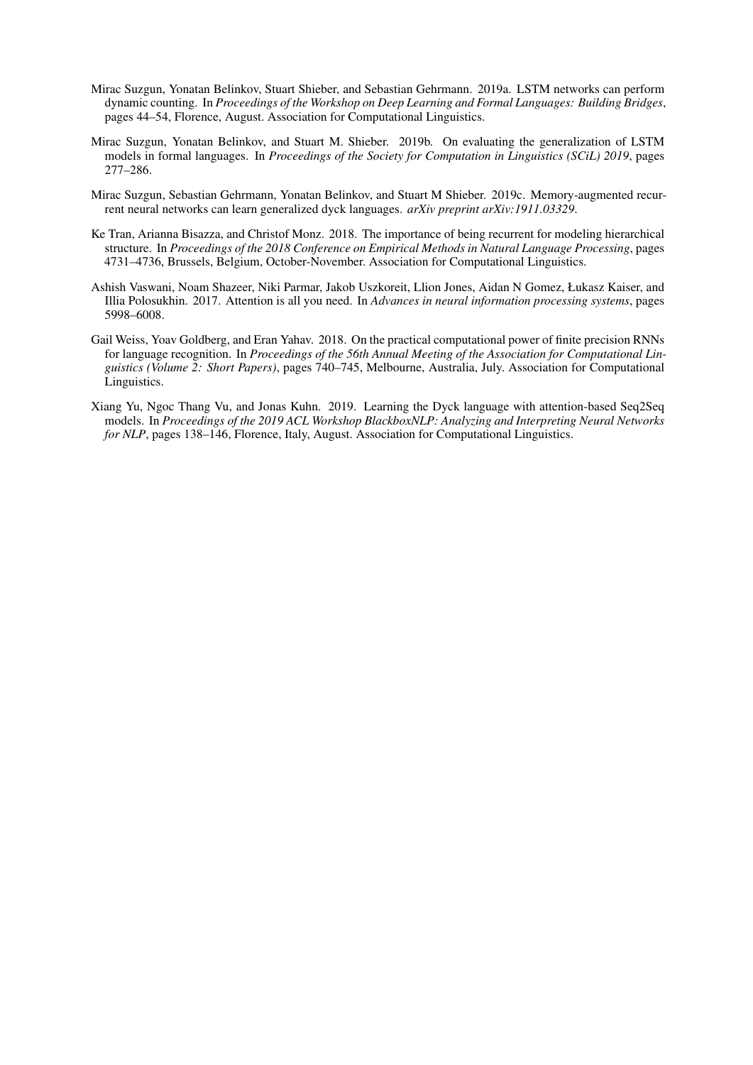Mirac Suzgun, Yonatan Belinkov, Stuart Shieber, and Sebastian Gehrmann. 2019a. LSTM networks can perform dynamic counting. In *Proceedings of the Workshop on Deep Learning and Formal Languages: Building Bridges*, pages 44–54, Florence, August. Association for Computational Linguistics.

Mirac Suzgun, Yonatan Belinkov, and Stuart M. Shieber. 2019b. On evaluating the generalization of LSTM models in formal languages. In *Proceedings of the Society for Computation in Linguistics (SCiL) 2019*, pages 277–286.

Mirac Suzgun, Sebastian Gehrmann, Yonatan Belinkov, and Stuart M Shieber. 2019c. Memory-augmented recurrent neural networks can learn generalized dyck languages. *arXiv preprint arXiv:1911.03329*.

Ke Tran, Arianna Bisazza, and Christof Monz. 2018. The importance of being recurrent for modeling hierarchical structure. In *Proceedings of the 2018 Conference on Empirical Methods in Natural Language Processing*, pages 4731–4736, Brussels, Belgium, October-November. Association for Computational Linguistics.

Ashish Vaswani, Noam Shazeer, Niki Parmar, Jakob Uszkoreit, Llion Jones, Aidan N Gomez, Łukasz Kaiser, and Illia Polosukhin. 2017. Attention is all you need. In *Advances in neural information processing systems*, pages 5998–6008.

Gail Weiss, Yoav Goldberg, and Eran Yahav. 2018. On the practical computational power of finite precision RNNs for language recognition. In *Proceedings of the 56th Annual Meeting of the Association for Computational Linguistics (Volume 2: Short Papers)*, pages 740–745, Melbourne, Australia, July. Association for Computational Linguistics.

Xiang Yu, Ngoc Thang Vu, and Jonas Kuhn. 2019. Learning the Dyck language with attention-based Seq2Seq models. In *Proceedings of the 2019 ACL Workshop BlackboxNLP: Analyzing and Interpreting Neural Networks for NLP*, pages 138–146, Florence, Italy, August. Association for Computational Linguistics.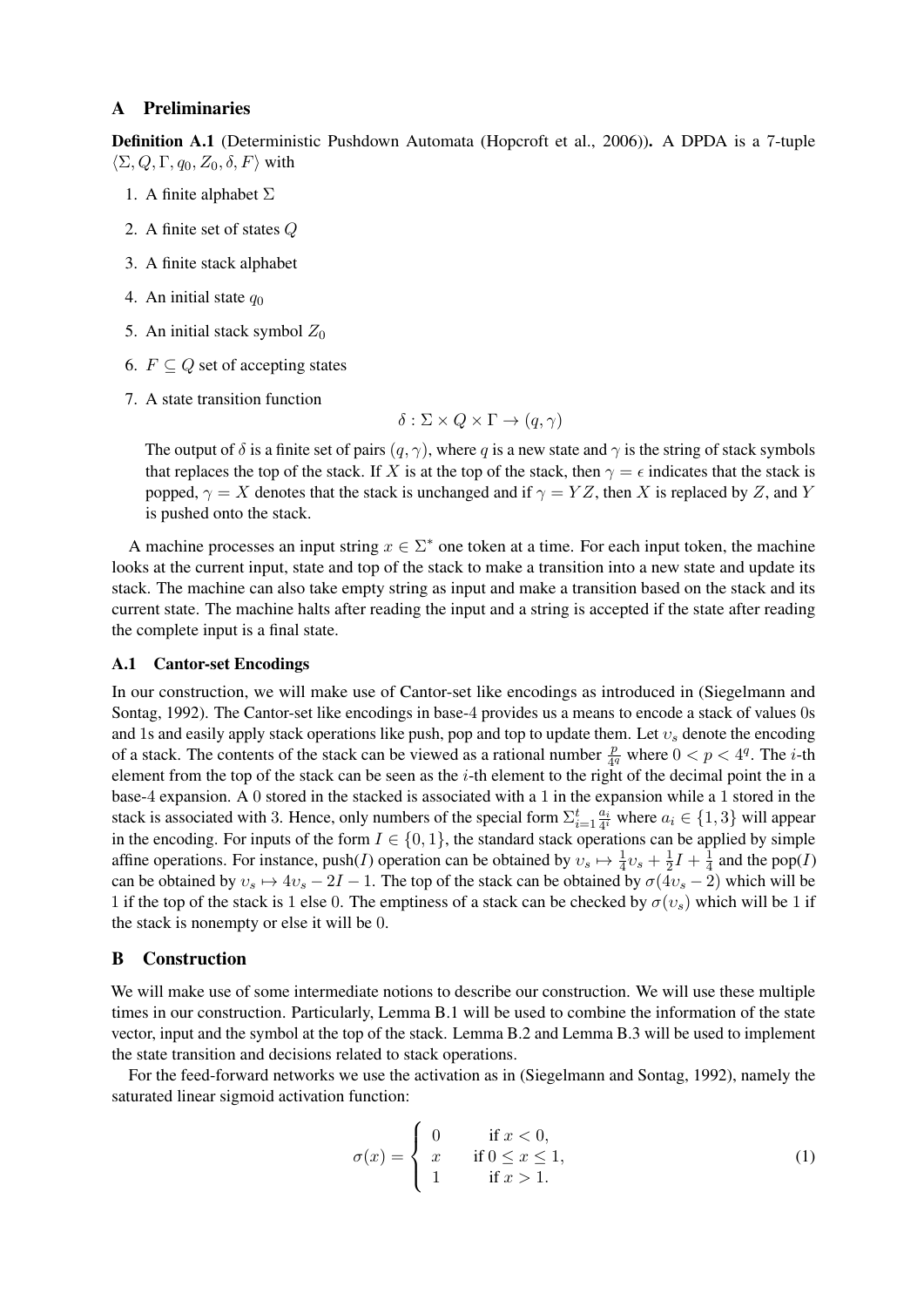## A Preliminaries

**Definition A.1** (Deterministic Pushdown Automata (Hopcroft et al., 2006))**.** A DPDA is a 7-tuple $\langle \Sigma, Q, \Gamma, q_0, Z_0, \delta, F \rangle$ with

1. A finite alphabet $\Sigma$
2. A finite set of states $Q$
3. A finite stack alphabet
4. An initial state $q_0$
5. An initial stack symbol $Z_0$
6. $F \subseteq Q$ set of accepting states
7. A state transition function

$$\delta : \Sigma \times Q \times \Gamma \to (q, \gamma)$$

The output of $\delta$ is a finite set of pairs $(q, \gamma)$, where $q$ is a new state and $\gamma$ is the string of stack symbols that replaces the top of the stack. If $X$ is at the top of the stack, then $\gamma = \epsilon$ indicates that the stack is popped, $\gamma = X$ denotes that the stack is unchanged and if $\gamma = YZ$, then $X$ is replaced by $Z$, and $Y$ is pushed onto the stack.

A machine processes an input string $x \in \Sigma^*$ one token at a time. For each input token, the machine looks at the current input, state and top of the stack to make a transition into a new state and update its stack. The machine can also take empty string as input and make a transition based on the stack and its current state. The machine halts after reading the input and a string is accepted if the state after reading the complete input is a final state.

### A.1 Cantor-set Encodings

In our construction, we will make use of Cantor-set like encodings as introduced in (Siegelmann and Sontag, 1992). The Cantor-set like encodings in base-4 provides us a means to encode a stack of values 0s and 1s and easily apply stack operations like push, pop and top to update them. Let $\upsilon_s$ denote the encoding of a stack. The contents of the stack can be viewed as a rational number $\frac{p}{4^q}$ where $0 < p < 4^q$. The $i$-th element from the top of the stack can be seen as the $i$-th element to the right of the decimal point the in a base-4 expansion. A 0 stored in the stacked is associated with a 1 in the expansion while a 1 stored in the stack is associated with 3. Hence, only numbers of the special form $\Sigma_{i=1}^{t} \frac{a_i}{4^i}$ where $a_i \in \{1, 3\}$ will appear in the encoding. For inputs of the form $I \in \{0, 1\}$, the standard stack operations can be applied by simple affine operations. For instance, push($I$) operation can be obtained by $\upsilon_s \mapsto \frac{1}{4}\upsilon_s + \frac{1}{2}I + \frac{1}{4}$ and the pop($I$) can be obtained by $\upsilon_s \mapsto 4\upsilon_s - 2I - 1$. The top of the stack can be obtained by $\sigma(4\upsilon_s - 2)$ which will be 1 if the top of the stack is 1 else 0. The emptiness of a stack can be checked by $\sigma(\upsilon_s)$ which will be 1 if the stack is nonempty or else it will be 0.

## B Construction

We will make use of some intermediate notions to describe our construction. We will use these multiple times in our construction. Particularly, Lemma B.1 will be used to combine the information of the state vector, input and the symbol at the top of the stack. Lemma B.2 and Lemma B.3 will be used to implement the state transition and decisions related to stack operations.

For the feed-forward networks we use the activation as in (Siegelmann and Sontag, 1992), namely the saturated linear sigmoid activation function:

$$\sigma(x) = \begin{cases} 0 & \text{if } x < 0, \\ x & \text{if } 0 \le x \le 1, \\ 1 & \text{if } x > 1. \end{cases} \tag{1}$$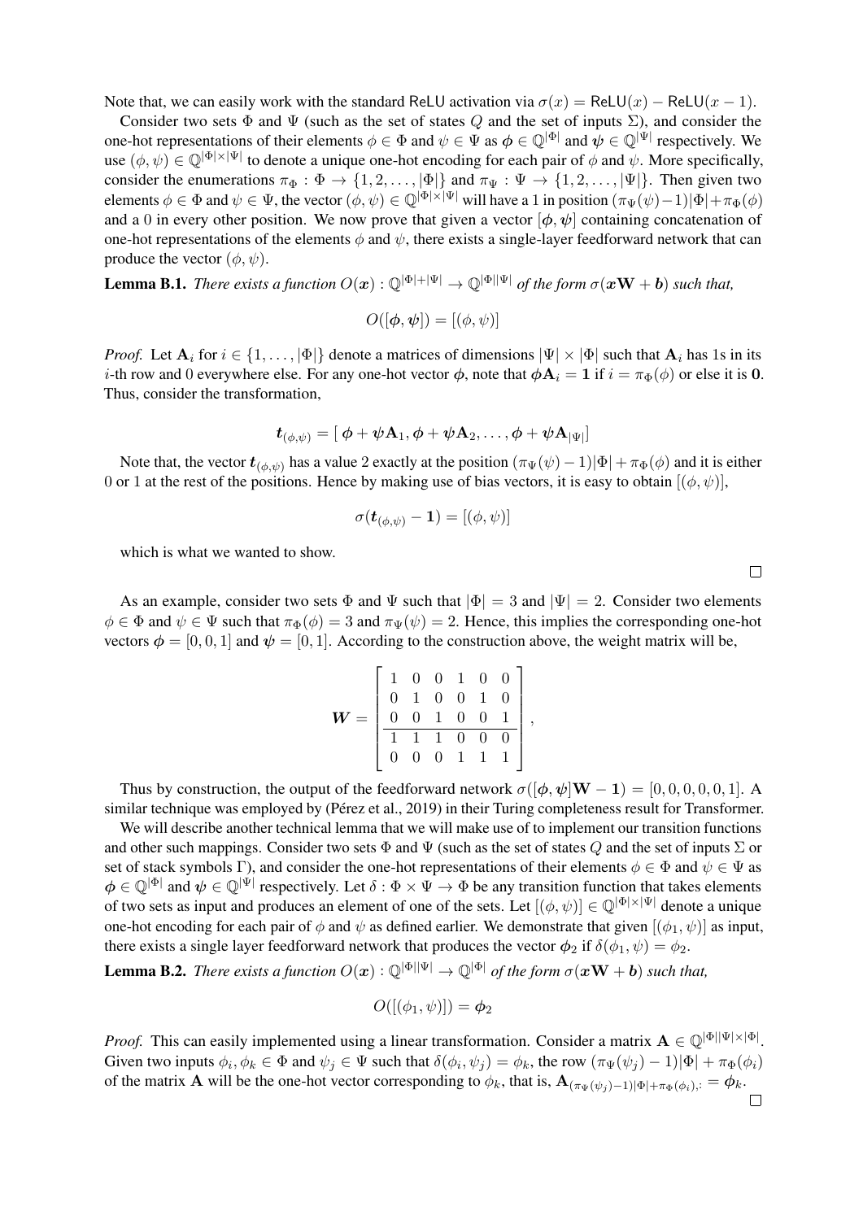Note that, we can easily work with the standard ReLU activation via $\sigma(x) = \mathsf{ReLU}(x) - \mathsf{ReLU}(x-1)$.

Consider two sets $\Phi$ and $\Psi$ (such as the set of states $Q$ and the set of inputs $\Sigma$), and consider the one-hot representations of their elements $\phi \in \Phi$ and $\psi \in \Psi$ as $\boldsymbol{\phi} \in \mathbb{Q}^{|\Phi|}$ and $\boldsymbol{\psi} \in \mathbb{Q}^{|\Psi|}$ respectively. We use $(\phi, \psi) \in \mathbb{Q}^{|\Phi| \times |\Psi|}$ to denote a unique one-hot encoding for each pair of $\phi$ and $\psi$. More specifically, consider the enumerations $\pi_\Phi : \Phi \rightarrow \{1, 2, \ldots, |\Phi|\}$ and $\pi_\Psi : \Psi \rightarrow \{1, 2, \ldots, |\Psi|\}$. Then given two elements $\phi \in \Phi$ and $\psi \in \Psi$, the vector $(\phi, \psi) \in \mathbb{Q}^{|\Phi| \times |\Psi|}$ will have a 1 in position $(\pi_\Psi(\psi) - 1)|\Phi| + \pi_\Phi(\phi)$ and a 0 in every other position. We now prove that given a vector $[\boldsymbol{\phi}, \boldsymbol{\psi}]$ containing concatenation of one-hot representations of the elements $\phi$ and $\psi$, there exists a single-layer feedforward network that can produce the vector $(\phi, \psi)$.

**Lemma B.1.** *There exists a function $O(\boldsymbol{x}) : \mathbb{Q}^{|\Phi|+|\Psi|} \rightarrow \mathbb{Q}^{|\Phi||\Psi|}$ of the form $\sigma(\boldsymbol{x}\mathbf{W} + \boldsymbol{b})$ such that,*

$$O([\boldsymbol{\phi}, \boldsymbol{\psi}]) = [(\phi, \psi)]$$

*Proof.* Let $\mathbf{A}_i$ for $i \in \{1, \ldots, |\Phi|\}$ denote a matrices of dimensions $|\Psi| \times |\Phi|$ such that $\mathbf{A}_i$ has 1s in its $i$-th row and 0 everywhere else. For any one-hot vector $\boldsymbol{\phi}$, note that $\boldsymbol{\phi}\mathbf{A}_i = \mathbf{1}$ if $i = \pi_\Phi(\phi)$ or else it is $\mathbf{0}$. Thus, consider the transformation,

$$\boldsymbol{t}_{(\phi,\psi)} = [\, \boldsymbol{\phi} + \boldsymbol{\psi}\mathbf{A}_1, \boldsymbol{\phi} + \boldsymbol{\psi}\mathbf{A}_2, \ldots, \boldsymbol{\phi} + \boldsymbol{\psi}\mathbf{A}_{|\Psi|}]$$

Note that, the vector $\boldsymbol{t}_{(\phi,\psi)}$ has a value 2 exactly at the position $(\pi_\Psi(\psi) - 1)|\Phi| + \pi_\Phi(\phi)$ and it is either 0 or 1 at the rest of the positions. Hence by making use of bias vectors, it is easy to obtain $[(\phi, \psi)]$,

$$\sigma(\boldsymbol{t}_{(\phi,\psi)} - \mathbf{1}) = [(\phi, \psi)]$$

which is what we wanted to show. $\square$

As an example, consider two sets $\Phi$ and $\Psi$ such that $|\Phi| = 3$ and $|\Psi| = 2$. Consider two elements $\phi \in \Phi$ and $\psi \in \Psi$ such that $\pi_\Phi(\phi) = 3$ and $\pi_\Psi(\psi) = 2$. Hence, this implies the corresponding one-hot vectors $\boldsymbol{\phi} = [0, 0, 1]$ and $\boldsymbol{\psi} = [0, 1]$. According to the construction above, the weight matrix will be,

$$\boldsymbol{W} = \left[\begin{array}{cccccc} 1 & 0 & 0 & 1 & 0 & 0 \\ 0 & 1 & 0 & 0 & 1 & 0 \\ 0 & 0 & 1 & 0 & 0 & 1 \\ \hline 1 & 1 & 1 & 0 & 0 & 0 \\ 0 & 0 & 0 & 1 & 1 & 1 \end{array}\right],$$

Thus by construction, the output of the feedforward network $\sigma([\boldsymbol{\phi}, \boldsymbol{\psi}]\mathbf{W} - \mathbf{1}) = [0, 0, 0, 0, 0, 1]$. A similar technique was employed by (Pérez et al., 2019) in their Turing completeness result for Transformer.

We will describe another technical lemma that we will make use of to implement our transition functions and other such mappings. Consider two sets $\Phi$ and $\Psi$ (such as the set of states $Q$ and the set of inputs $\Sigma$ or set of stack symbols $\Gamma$), and consider the one-hot representations of their elements $\phi \in \Phi$ and $\psi \in \Psi$ as $\boldsymbol{\phi} \in \mathbb{Q}^{|\Phi|}$ and $\boldsymbol{\psi} \in \mathbb{Q}^{|\Psi|}$ respectively. Let $\delta : \Phi \times \Psi \rightarrow \Phi$ be any transition function that takes elements of two sets as input and produces an element of one of the sets. Let $[(\phi, \psi)] \in \mathbb{Q}^{|\Phi| \times |\Psi|}$ denote a unique one-hot encoding for each pair of $\phi$ and $\psi$ as defined earlier. We demonstrate that given $[(\phi_1, \psi)]$ as input, there exists a single layer feedforward network that produces the vector $\boldsymbol{\phi}_2$ if $\delta(\phi_1, \psi) = \phi_2$.

**Lemma B.2.** *There exists a function $O(\boldsymbol{x}) : \mathbb{Q}^{|\Phi||\Psi|} \rightarrow \mathbb{Q}^{|\Phi|}$ of the form $\sigma(\boldsymbol{x}\mathbf{W} + \boldsymbol{b})$ such that,*

$$O([(\phi_1, \psi)]) = \boldsymbol{\phi}_2$$

*Proof.* This can easily implemented using a linear transformation. Consider a matrix $\mathbf{A} \in \mathbb{Q}^{|\Phi||\Psi| \times |\Phi|}$. Given two inputs $\phi_i, \phi_k \in \Phi$ and $\psi_j \in \Psi$ such that $\delta(\phi_i, \psi_j) = \phi_k$, the row $(\pi_\Psi(\psi_j) - 1)|\Phi| + \pi_\Phi(\phi_i)$ of the matrix $\mathbf{A}$ will be the one-hot vector corresponding to $\phi_k$, that is, $\mathbf{A}_{(\pi_\Psi(\psi_j)-1)|\Phi|+\pi_\Phi(\phi_i),:} = \boldsymbol{\phi}_k$. $\square$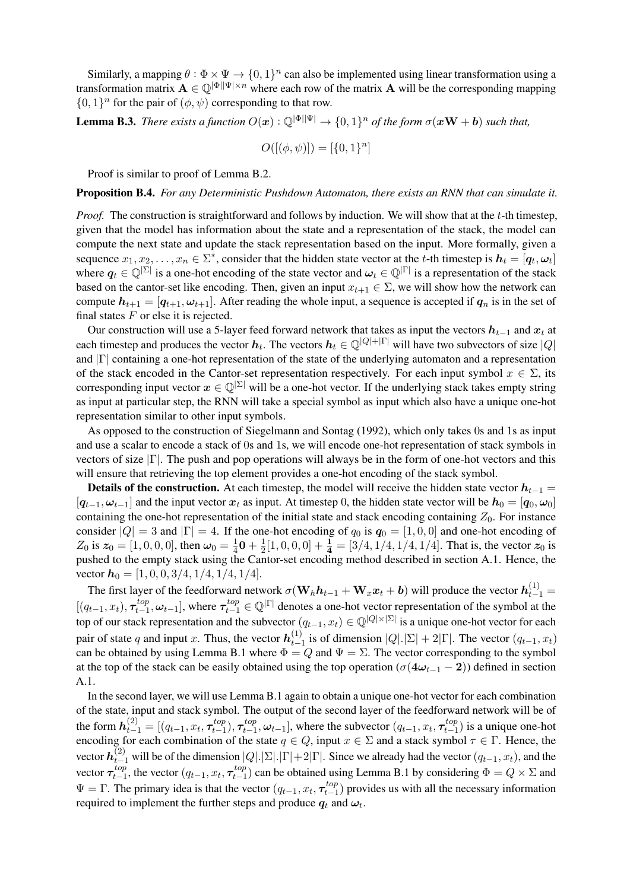Similarly, a mapping $\theta : \Phi \times \Psi \to \{0,1\}^n$ can also be implemented using linear transformation using a transformation matrix $\mathbf{A} \in \mathbb{Q}^{|\Phi||\Psi| \times n}$ where each row of the matrix $\mathbf{A}$ will be the corresponding mapping $\{0,1\}^n$ for the pair of $(\phi, \psi)$ corresponding to that row.

**Lemma B.3.** *There exists a function $O(\boldsymbol{x}) : \mathbb{Q}^{|\Phi||\Psi|} \to \{0,1\}^n$ of the form $\sigma(\boldsymbol{x}\mathbf{W} + \boldsymbol{b})$ such that,*

$$O([(\phi, \psi)]) = [\{0,1\}^n]$$

Proof is similar to proof of Lemma B.2.

**Proposition B.4.** *For any Deterministic Pushdown Automaton, there exists an RNN that can simulate it.*

*Proof.* The construction is straightforward and follows by induction. We will show that at the $t$-th timestep, given that the model has information about the state and a representation of the stack, the model can compute the next state and update the stack representation based on the input. More formally, given a sequence $x_1, x_2, \ldots, x_n \in \Sigma^*$, consider that the hidden state vector at the $t$-th timestep is $\boldsymbol{h}_t = [\boldsymbol{q}_t, \boldsymbol{\omega}_t]$ where $\boldsymbol{q}_t \in \mathbb{Q}^{|\Sigma|}$ is a one-hot encoding of the state vector and $\boldsymbol{\omega}_t \in \mathbb{Q}^{|\Gamma|}$ is a representation of the stack based on the cantor-set like encoding. Then, given an input $x_{t+1} \in \Sigma$, we will show how the network can compute $\boldsymbol{h}_{t+1} = [\boldsymbol{q}_{t+1}, \boldsymbol{\omega}_{t+1}]$. After reading the whole input, a sequence is accepted if $\boldsymbol{q}_n$ is in the set of final states $F$ or else it is rejected.

Our construction will use a 5-layer feed forward network that takes as input the vectors $\boldsymbol{h}_{t-1}$ and $\boldsymbol{x}_t$ at each timestep and produces the vector $\boldsymbol{h}_t$. The vectors $\boldsymbol{h}_t \in \mathbb{Q}^{|Q|+|\Gamma|}$ will have two subvectors of size $|Q|$ and $|\Gamma|$ containing a one-hot representation of the state of the underlying automaton and a representation of the stack encoded in the Cantor-set representation respectively. For each input symbol $x \in \Sigma$, its corresponding input vector $\boldsymbol{x} \in \mathbb{Q}^{|\Sigma|}$ will be a one-hot vector. If the underlying stack takes empty string as input at particular step, the RNN will take a special symbol as input which also have a unique one-hot representation similar to other input symbols.

As opposed to the construction of Siegelmann and Sontag (1992), which only takes 0s and 1s as input and use a scalar to encode a stack of 0s and 1s, we will encode one-hot representation of stack symbols in vectors of size $|\Gamma|$. The push and pop operations will always be in the form of one-hot vectors and this will ensure that retrieving the top element provides a one-hot encoding of the stack symbol.

**Details of the construction.** At each timestep, the model will receive the hidden state vector $\boldsymbol{h}_{t-1} = [\boldsymbol{q}_{t-1}, \boldsymbol{\omega}_{t-1}]$ and the input vector $\boldsymbol{x}_t$ as input. At timestep 0, the hidden state vector will be $\boldsymbol{h}_0 = [\boldsymbol{q}_0, \boldsymbol{\omega}_0]$ containing the one-hot representation of the initial state and stack encoding containing $Z_0$. For instance consider $|Q| = 3$ and $|\Gamma| = 4$. If the one-hot encoding of $q_0$ is $\boldsymbol{q}_0 = [1, 0, 0]$ and one-hot encoding of $Z_0$ is $\boldsymbol{z}_0 = [1, 0, 0, 0]$, then $\boldsymbol{\omega}_0 = \frac{1}{4}\mathbf{0} + \frac{1}{2}[1, 0, 0, 0] + \frac{\mathbf{1}}{\mathbf{4}} = [3/4, 1/4, 1/4, 1/4]$. That is, the vector $\boldsymbol{z}_0$ is pushed to the empty stack using the Cantor-set encoding method described in section A.1. Hence, the vector $\boldsymbol{h}_0 = [1, 0, 0, 3/4, 1/4, 1/4, 1/4]$.

The first layer of the feedforward network $\sigma(\mathbf{W}_h \boldsymbol{h}_{t-1} + \mathbf{W}_x \boldsymbol{x}_t + \boldsymbol{b})$ will produce the vector $\boldsymbol{h}^{(1)}_{t-1} = [(q_{t-1}, x_t), \boldsymbol{\tau}^{top}_{t-1}, \boldsymbol{\omega}_{t-1}]$, where $\boldsymbol{\tau}^{top}_{t-1} \in \mathbb{Q}^{|\Gamma|}$ denotes a one-hot vector representation of the symbol at the top of our stack representation and the subvector $(q_{t-1}, x_t) \in \mathbb{Q}^{|Q| \times |\Sigma|}$ is a unique one-hot vector for each pair of state $q$ and input $x$. Thus, the vector $\boldsymbol{h}^{(1)}_{t-1}$ is of dimension $|Q|.|\Sigma| + 2|\Gamma|$. The vector $(q_{t-1}, x_t)$ can be obtained by using Lemma B.1 where $\Phi = Q$ and $\Psi = \Sigma$. The vector corresponding to the symbol at the top of the stack can be easily obtained using the top operation ($\sigma(\mathbf{4}\boldsymbol{\omega}_{t-1} - \mathbf{2})$) defined in section A.1.

In the second layer, we will use Lemma B.1 again to obtain a unique one-hot vector for each combination of the state, input and stack symbol. The output of the second layer of the feedforward network will be of the form $\boldsymbol{h}^{(2)}_{t-1} = [(q_{t-1}, x_t, \boldsymbol{\tau}^{top}_{t-1}), \boldsymbol{\tau}^{top}_{t-1}, \boldsymbol{\omega}_{t-1}]$, where the subvector $(q_{t-1}, x_t, \boldsymbol{\tau}^{top}_{t-1})$ is a unique one-hot encoding for each combination of the state $q \in Q$, input $x \in \Sigma$ and a stack symbol $\tau \in \Gamma$. Hence, the vector $\boldsymbol{h}^{(2)}_{t-1}$ will be of the dimension $|Q|.|\Sigma|.|\Gamma| + 2|\Gamma|$. Since we already had the vector $(q_{t-1}, x_t)$, and the vector $\boldsymbol{\tau}^{top}_{t-1}$, the vector $(q_{t-1}, x_t, \boldsymbol{\tau}^{top}_{t-1})$ can be obtained using Lemma B.1 by considering $\Phi = Q \times \Sigma$ and $\Psi = \Gamma$. The primary idea is that the vector $(q_{t-1}, x_t, \boldsymbol{\tau}^{top}_{t-1})$ provides us with all the necessary information required to implement the further steps and produce $\boldsymbol{q}_t$ and $\boldsymbol{\omega}_t$.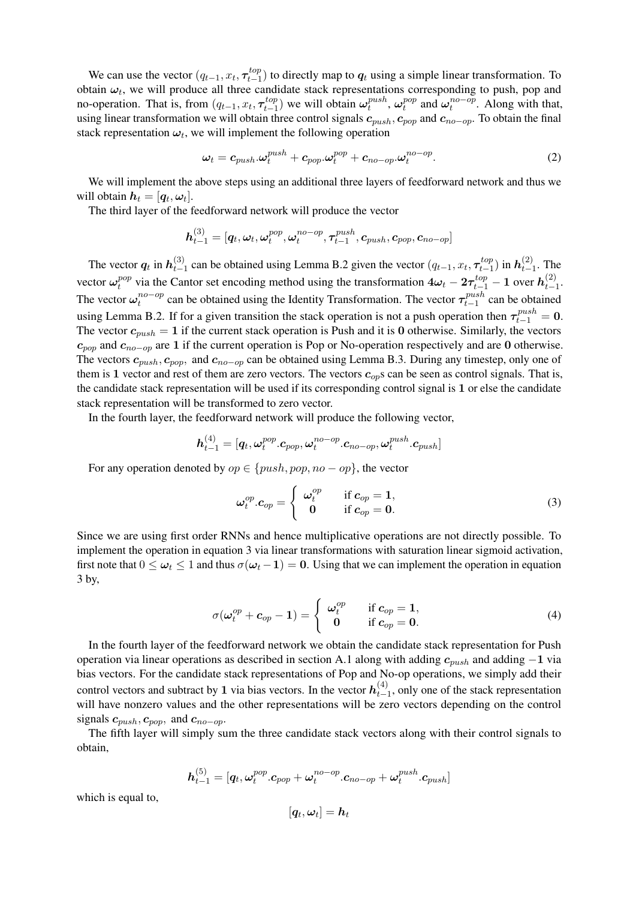We can use the vector $(q_{t-1}, x_t, \boldsymbol{\tau}_{t-1}^{top})$ to directly map to $\boldsymbol{q}_t$ using a simple linear transformation. To obtain $\boldsymbol{\omega}_t$, we will produce all three candidate stack representations corresponding to push, pop and no-operation. That is, from $(q_{t-1}, x_t, \boldsymbol{\tau}_{t-1}^{top})$ we will obtain $\boldsymbol{\omega}_t^{push}$, $\boldsymbol{\omega}_t^{pop}$ and $\boldsymbol{\omega}_t^{no-op}$. Along with that, using linear transformation we will obtain three control signals $\boldsymbol{c}_{push}, \boldsymbol{c}_{pop}$ and $\boldsymbol{c}_{no-op}$. To obtain the final stack representation $\boldsymbol{\omega}_t$, we will implement the following operation

$$\boldsymbol{\omega}_t = \boldsymbol{c}_{push}.\boldsymbol{\omega}_t^{push} + \boldsymbol{c}_{pop}.\boldsymbol{\omega}_t^{pop} + \boldsymbol{c}_{no-op}.\boldsymbol{\omega}_t^{no-op}. \tag{2}$$

We will implement the above steps using an additional three layers of feedforward network and thus we will obtain $\boldsymbol{h}_t = [\boldsymbol{q}_t, \boldsymbol{\omega}_t]$.

The third layer of the feedforward network will produce the vector

$$\boldsymbol{h}_{t-1}^{(3)} = [\boldsymbol{q}_t, \boldsymbol{\omega}_t, \boldsymbol{\omega}_t^{pop}, \boldsymbol{\omega}_t^{no-op}, \boldsymbol{\tau}_{t-1}^{push}, \boldsymbol{c}_{push}, \boldsymbol{c}_{pop}, \boldsymbol{c}_{no-op}]$$

The vector $\boldsymbol{q}_t$ in $\boldsymbol{h}_{t-1}^{(3)}$ can be obtained using Lemma B.2 given the vector $(q_{t-1}, x_t, \boldsymbol{\tau}_{t-1}^{top})$ in $\boldsymbol{h}_{t-1}^{(2)}$. The vector $\boldsymbol{\omega}_t^{pop}$ via the Cantor set encoding method using the transformation $4\boldsymbol{\omega}_t - 2\boldsymbol{\tau}_{t-1}^{top} - \boldsymbol{1}$ over $\boldsymbol{h}_{t-1}^{(2)}$. The vector $\boldsymbol{\omega}_t^{no-op}$ can be obtained using the Identity Transformation. The vector $\boldsymbol{\tau}_{t-1}^{push}$ can be obtained using Lemma B.2. If for a given transition the stack operation is not a push operation then $\boldsymbol{\tau}_{t-1}^{push} = \boldsymbol{0}$. The vector $\boldsymbol{c}_{push} = \boldsymbol{1}$ if the current stack operation is Push and it is $\boldsymbol{0}$ otherwise. Similarly, the vectors $\boldsymbol{c}_{pop}$ and $\boldsymbol{c}_{no-op}$ are $\boldsymbol{1}$ if the current operation is Pop or No-operation respectively and are $\boldsymbol{0}$ otherwise. The vectors $\boldsymbol{c}_{push}, \boldsymbol{c}_{pop},$ and $\boldsymbol{c}_{no-op}$ can be obtained using Lemma B.3. During any timestep, only one of them is $\boldsymbol{1}$ vector and rest of them are zero vectors. The vectors $\boldsymbol{c}_{op}$s can be seen as control signals. That is, the candidate stack representation will be used if its corresponding control signal is $\boldsymbol{1}$ or else the candidate stack representation will be transformed to zero vector.

In the fourth layer, the feedforward network will produce the following vector,

$$\boldsymbol{h}_{t-1}^{(4)} = [\boldsymbol{q}_t, \boldsymbol{\omega}_t^{pop}.\boldsymbol{c}_{pop}, \boldsymbol{\omega}_t^{no-op}.\boldsymbol{c}_{no-op}, \boldsymbol{\omega}_t^{push}.\boldsymbol{c}_{push}]$$

For any operation denoted by $op \in \{push, pop, no-op\}$, the vector

$$\boldsymbol{\omega}_t^{op}.\boldsymbol{c}_{op} = \begin{cases} \boldsymbol{\omega}_t^{op} & \text{if } \boldsymbol{c}_{op} = \boldsymbol{1}, \\ \boldsymbol{0} & \text{if } \boldsymbol{c}_{op} = \boldsymbol{0}. \end{cases} \tag{3}$$

Since we are using first order RNNs and hence multiplicative operations are not directly possible. To implement the operation in equation 3 via linear transformations with saturation linear sigmoid activation, first note that $0 \leq \boldsymbol{\omega}_t \leq 1$ and thus $\sigma(\boldsymbol{\omega}_t - \boldsymbol{1}) = \boldsymbol{0}$. Using that we can implement the operation in equation 3 by,

$$\sigma(\boldsymbol{\omega}_t^{op} + \boldsymbol{c}_{op} - \boldsymbol{1}) = \begin{cases} \boldsymbol{\omega}_t^{op} & \text{if } \boldsymbol{c}_{op} = \boldsymbol{1}, \\ \boldsymbol{0} & \text{if } \boldsymbol{c}_{op} = \boldsymbol{0}. \end{cases} \tag{4}$$

In the fourth layer of the feedforward network we obtain the candidate stack representation for Push operation via linear operations as described in section A.1 along with adding $\boldsymbol{c}_{push}$ and adding $-\boldsymbol{1}$ via bias vectors. For the candidate stack representations of Pop and No-op operations, we simply add their control vectors and subtract by $\boldsymbol{1}$ via bias vectors. In the vector $\boldsymbol{h}_{t-1}^{(4)}$, only one of the stack representation will have nonzero values and the other representations will be zero vectors depending on the control signals $\boldsymbol{c}_{push}, \boldsymbol{c}_{pop},$ and $\boldsymbol{c}_{no-op}$.

The fifth layer will simply sum the three candidate stack vectors along with their control signals to obtain,

$$\boldsymbol{h}_{t-1}^{(5)} = [\boldsymbol{q}_t, \boldsymbol{\omega}_t^{pop}.\boldsymbol{c}_{pop} + \boldsymbol{\omega}_t^{no-op}.\boldsymbol{c}_{no-op} + \boldsymbol{\omega}_t^{push}.\boldsymbol{c}_{push}]$$

which is equal to,

$$[\boldsymbol{q}_t, \boldsymbol{\omega}_t] = \boldsymbol{h}_t$$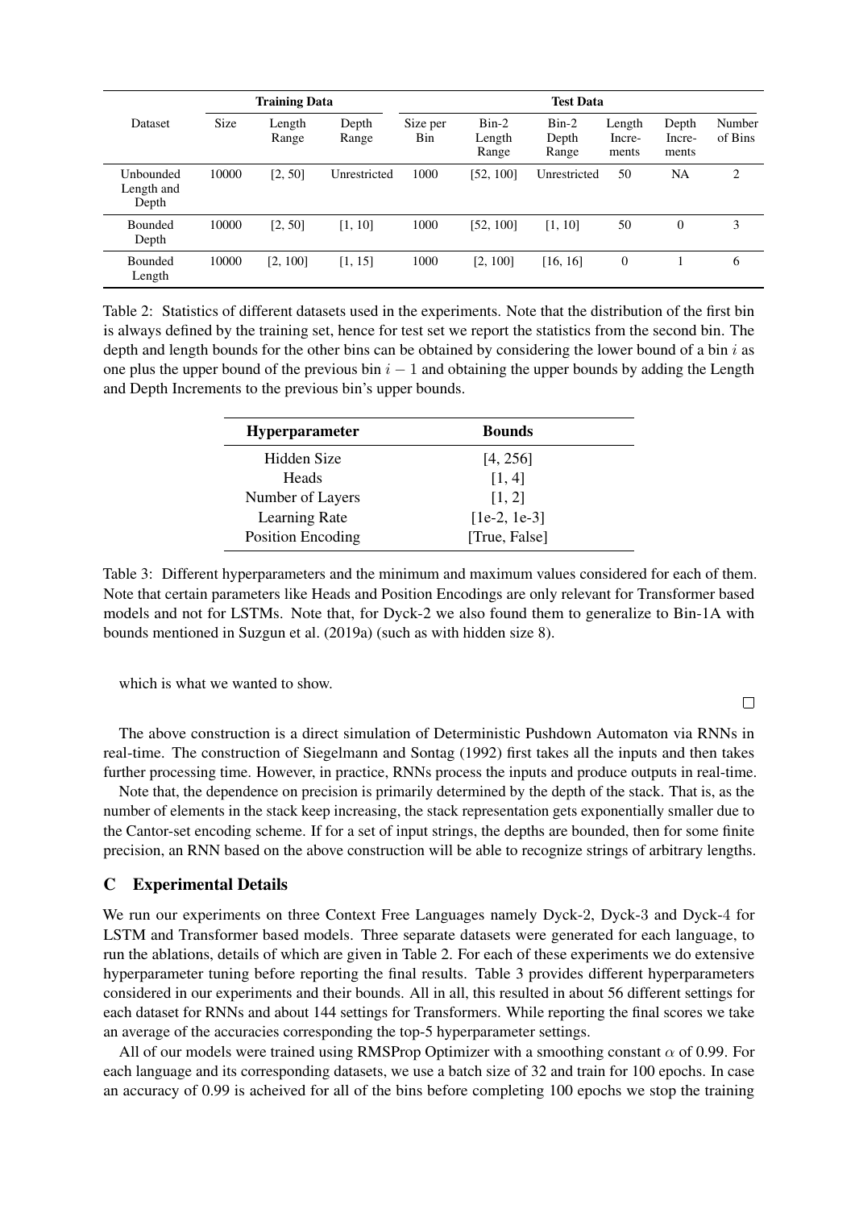| Dataset | Training Data | | | Test Data | | | | | |
|---|---|---|---|---|---|---|---|---|---|
| | Size | Length Range | Depth Range | Size per Bin | Bin-2 Length Range | Bin-2 Depth Range | Length Increments | Depth Increments | Number of Bins |
| Unbounded Length and Depth | 10000 | [2, 50] | Unrestricted | 1000 | [52, 100] | Unrestricted | 50 | NA | 2 |
| Bounded Depth | 10000 | [2, 50] | [1, 10] | 1000 | [52, 100] | [1, 10] | 50 | 0 | 3 |
| Bounded Length | 10000 | [2, 100] | [1, 15] | 1000 | [2, 100] | [16, 16] | 0 | 1 | 6 |

Table 2: Statistics of different datasets used in the experiments. Note that the distribution of the first bin is always defined by the training set, hence for test set we report the statistics from the second bin. The depth and length bounds for the other bins can be obtained by considering the lower bound of a bin $i$ as one plus the upper bound of the previous bin $i-1$ and obtaining the upper bounds by adding the Length and Depth Increments to the previous bin's upper bounds.

| **Hyperparameter** | **Bounds** |
|---|---|
| Hidden Size | [4, 256] |
| Heads | [1, 4] |
| Number of Layers | [1, 2] |
| Learning Rate | [1e-2, 1e-3] |
| Position Encoding | [True, False] |

Table 3: Different hyperparameters and the minimum and maximum values considered for each of them. Note that certain parameters like Heads and Position Encodings are only relevant for Transformer based models and not for LSTMs. Note that, for Dyck-2 we also found them to generalize to Bin-1A with bounds mentioned in Suzgun et al. (2019a) (such as with hidden size 8).

which is what we wanted to show. □

The above construction is a direct simulation of Deterministic Pushdown Automaton via RNNs in real-time. The construction of Siegelmann and Sontag (1992) first takes all the inputs and then takes further processing time. However, in practice, RNNs process the inputs and produce outputs in real-time.

Note that, the dependence on precision is primarily determined by the depth of the stack. That is, as the number of elements in the stack keep increasing, the stack representation gets exponentially smaller due to the Cantor-set encoding scheme. If for a set of input strings, the depths are bounded, then for some finite precision, an RNN based on the above construction will be able to recognize strings of arbitrary lengths.

## C Experimental Details

We run our experiments on three Context Free Languages namely Dyck-2, Dyck-3 and Dyck-4 for LSTM and Transformer based models. Three separate datasets were generated for each language, to run the ablations, details of which are given in Table 2. For each of these experiments we do extensive hyperparameter tuning before reporting the final results. Table 3 provides different hyperparameters considered in our experiments and their bounds. All in all, this resulted in about 56 different settings for each dataset for RNNs and about 144 settings for Transformers. While reporting the final scores we take an average of the accuracies corresponding the top-5 hyperparameter settings.

All of our models were trained using RMSProp Optimizer with a smoothing constant $\alpha$ of 0.99. For each language and its corresponding datasets, we use a batch size of 32 and train for 100 epochs. In case an accuracy of 0.99 is acheived for all of the bins before completing 100 epochs we stop the training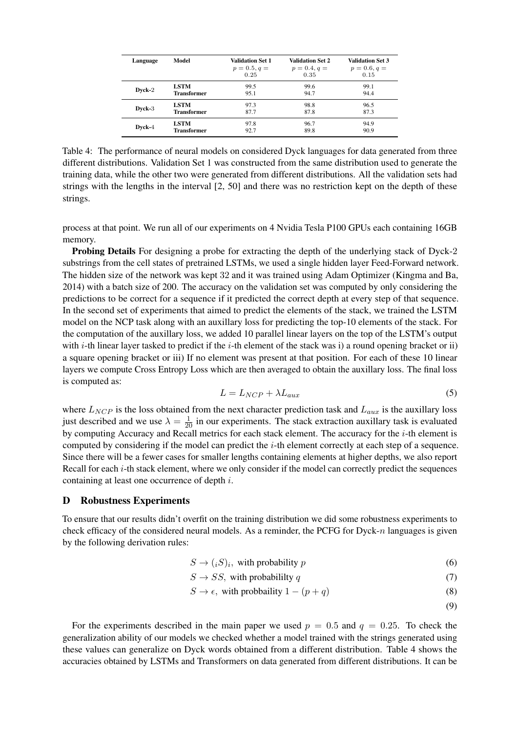| Language | Model | Validation Set 1 $p = 0.5, q = 0.25$ | Validation Set 2 $p = 0.4, q = 0.35$ | Validation Set 3 $p = 0.6, q = 0.15$ |
|---|---|---|---|---|
| Dyck-2 | **LSTM** | 99.5 | 99.6 | 99.1 |
| | **Transformer** | 95.1 | 94.7 | 94.4 |
| Dyck-3 | **LSTM** | 97.3 | 98.8 | 96.5 |
| | **Transformer** | 87.7 | 87.8 | 87.3 |
| Dyck-4 | **LSTM** | 97.8 | 96.7 | 94.9 |
| | **Transformer** | 92.7 | 89.8 | 90.9 |

Table 4: The performance of neural models on considered Dyck languages for data generated from three different distributions. Validation Set 1 was constructed from the same distribution used to generate the training data, while the other two were generated from different distributions. All the validation sets had strings with the lengths in the interval [2, 50] and there was no restriction kept on the depth of these strings.

process at that point. We run all of our experiments on 4 Nvidia Tesla P100 GPUs each containing 16GB memory.

**Probing Details** For designing a probe for extracting the depth of the underlying stack of Dyck-2 substrings from the cell states of pretrained LSTMs, we used a single hidden layer Feed-Forward network. The hidden size of the network was kept 32 and it was trained using Adam Optimizer (Kingma and Ba, 2014) with a batch size of 200. The accuracy on the validation set was computed by only considering the predictions to be correct for a sequence if it predicted the correct depth at every step of that sequence. In the second set of experiments that aimed to predict the elements of the stack, we trained the LSTM model on the NCP task along with an auxillary loss for predicting the top-10 elements of the stack. For the computation of the auxillary loss, we added 10 parallel linear layers on the top of the LSTM's output with $i$-th linear layer tasked to predict if the $i$-th element of the stack was i) a round opening bracket or ii) a square opening bracket or iii) If no element was present at that position. For each of these 10 linear layers we compute Cross Entropy Loss which are then averaged to obtain the auxillary loss. The final loss is computed as:

$$L = L_{NCP} + \lambda L_{aux} \tag{5}$$

where $L_{NCP}$ is the loss obtained from the next character prediction task and $L_{aux}$ is the auxillary loss just described and we use $\lambda = \frac{1}{20}$ in our experiments. The stack extraction auxillary task is evaluated by computing Accuracy and Recall metrics for each stack element. The accuracy for the $i$-th element is computed by considering if the model can predict the $i$-th element correctly at each step of a sequence. Since there will be a fewer cases for smaller lengths containing elements at higher depths, we also report Recall for each $i$-th stack element, where we only consider if the model can correctly predict the sequences containing at least one occurrence of depth $i$.

## D Robustness Experiments

To ensure that our results didn't overfit on the training distribution we did some robustness experiments to check efficacy of the considered neural models. As a reminder, the PCFG for Dyck-$n$ languages is given by the following derivation rules:

$$S \rightarrow (_i S)_i, \text{ with probability } p \tag{6}$$

$$S \rightarrow SS, \text{ with probabililty } q \tag{7}$$

$$S \rightarrow \epsilon, \text{ with probbaility } 1 - (p + q) \tag{8}$$

$$\tag{9}$$

For the experiments described in the main paper we used $p = 0.5$ and $q = 0.25$. To check the generalization ability of our models we checked whether a model trained with the strings generated using these values can generalize on Dyck words obtained from a different distribution. Table 4 shows the accuracies obtained by LSTMs and Transformers on data generated from different distributions. It can be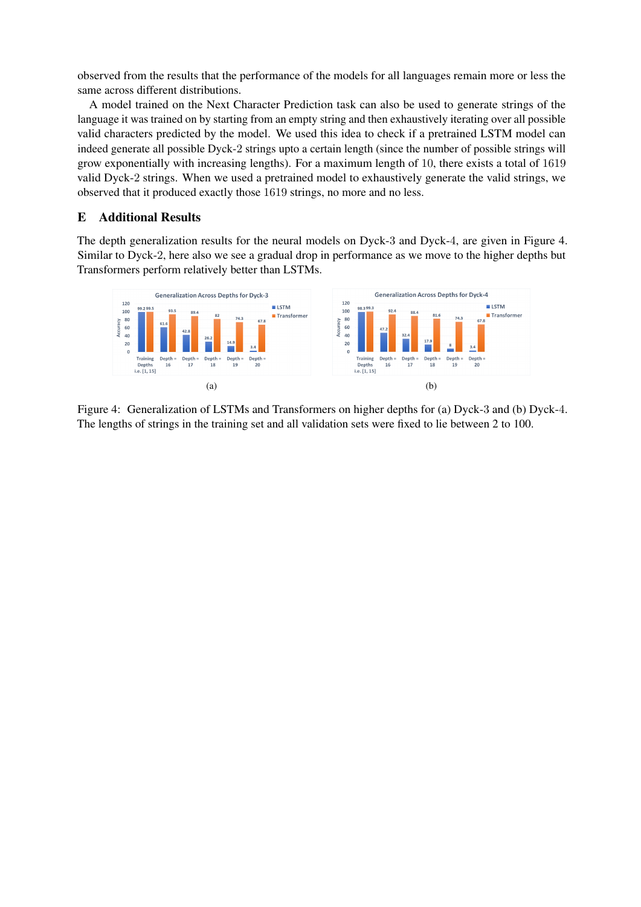observed from the results that the performance of the models for all languages remain more or less the same across different distributions.

A model trained on the Next Character Prediction task can also be used to generate strings of the language it was trained on by starting from an empty string and then exhaustively iterating over all possible valid characters predicted by the model. We used this idea to check if a pretrained LSTM model can indeed generate all possible Dyck-2 strings upto a certain length (since the number of possible strings will grow exponentially with increasing lengths). For a maximum length of 10, there exists a total of 1619 valid Dyck-2 strings. When we used a pretrained model to exhaustively generate the valid strings, we observed that it produced exactly those 1619 strings, no more and no less.

## E Additional Results

The depth generalization results for the neural models on Dyck-3 and Dyck-4, are given in Figure 4. Similar to Dyck-2, here also we see a gradual drop in performance as we move to the higher depths but Transformers perform relatively better than LSTMs.

Generalization Across Depths for Dyck-3

LSTM
Transformer

Accuracy
120
100
80
60
40
20
0

99.2 99.5
61.6 93.5
42.8 89.4
26.2 82
14.9 74.3
3.4 67.8

Training Depths i.e. [1, 15]
Depth = 16
Depth = 17
Depth = 18
Depth = 19
Depth = 20

(a)

Generalization Across Depths for Dyck-4

LSTM
Transformer

Accuracy
120
100
80
60
40
20
0

98.3 99.3
47.2 92.4
32.4 88.4
17.9 81.6
8 74.3
3.4 67.8

Training Depths i.e. [1, 15]
Depth = 16
Depth = 17
Depth = 18
Depth = 19
Depth = 20

(b)

Figure 4: Generalization of LSTMs and Transformers on higher depths for (a) Dyck-3 and (b) Dyck-4. The lengths of strings in the training set and all validation sets were fixed to lie between 2 to 100.